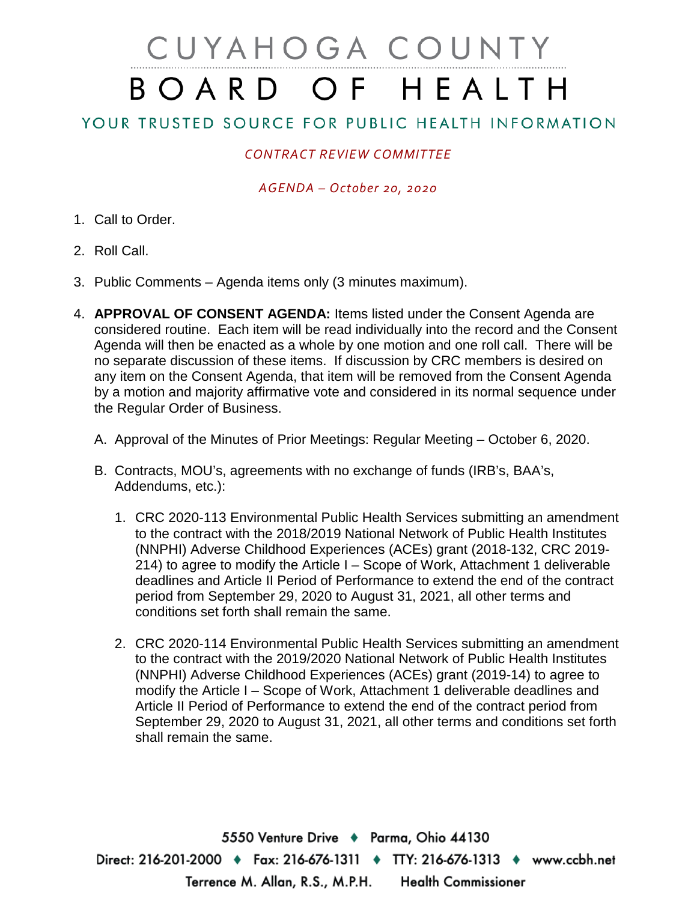# CUYAHOGA COUNTY
# BOARD OF HEALTH

## YOUR TRUSTED SOURCE FOR PUBLIC HEALTH INFORMATION

*CONTRACT REVIEW COMMITTEE*

*AGENDA – October 20, 2020*

1. Call to Order.

2. Roll Call.

3. Public Comments – Agenda items only (3 minutes maximum).

4. **APPROVAL OF CONSENT AGENDA:** Items listed under the Consent Agenda are considered routine. Each item will be read individually into the record and the Consent Agenda will then be enacted as a whole by one motion and one roll call. There will be no separate discussion of these items. If discussion by CRC members is desired on any item on the Consent Agenda, that item will be removed from the Consent Agenda by a motion and majority affirmative vote and considered in its normal sequence under the Regular Order of Business.

   A. Approval of the Minutes of Prior Meetings: Regular Meeting – October 6, 2020.

   B. Contracts, MOU's, agreements with no exchange of funds (IRB's, BAA's, Addendums, etc.):

      1. CRC 2020-113 Environmental Public Health Services submitting an amendment to the contract with the 2018/2019 National Network of Public Health Institutes (NNPHI) Adverse Childhood Experiences (ACEs) grant (2018-132, CRC 2019-214) to agree to modify the Article I – Scope of Work, Attachment 1 deliverable deadlines and Article II Period of Performance to extend the end of the contract period from September 29, 2020 to August 31, 2021, all other terms and conditions set forth shall remain the same.

      2. CRC 2020-114 Environmental Public Health Services submitting an amendment to the contract with the 2019/2020 National Network of Public Health Institutes (NNPHI) Adverse Childhood Experiences (ACEs) grant (2019-14) to agree to modify the Article I – Scope of Work, Attachment 1 deliverable deadlines and Article II Period of Performance to extend the end of the contract period from September 29, 2020 to August 31, 2021, all other terms and conditions set forth shall remain the same.

5550 Venture Drive ♦ Parma, Ohio 44130
Direct: 216-201-2000 ♦ Fax: 216-676-1311 ♦ TTY: 216-676-1313 ♦ www.ccbh.net
Terrence M. Allan, R.S., M.P.H. Health Commissioner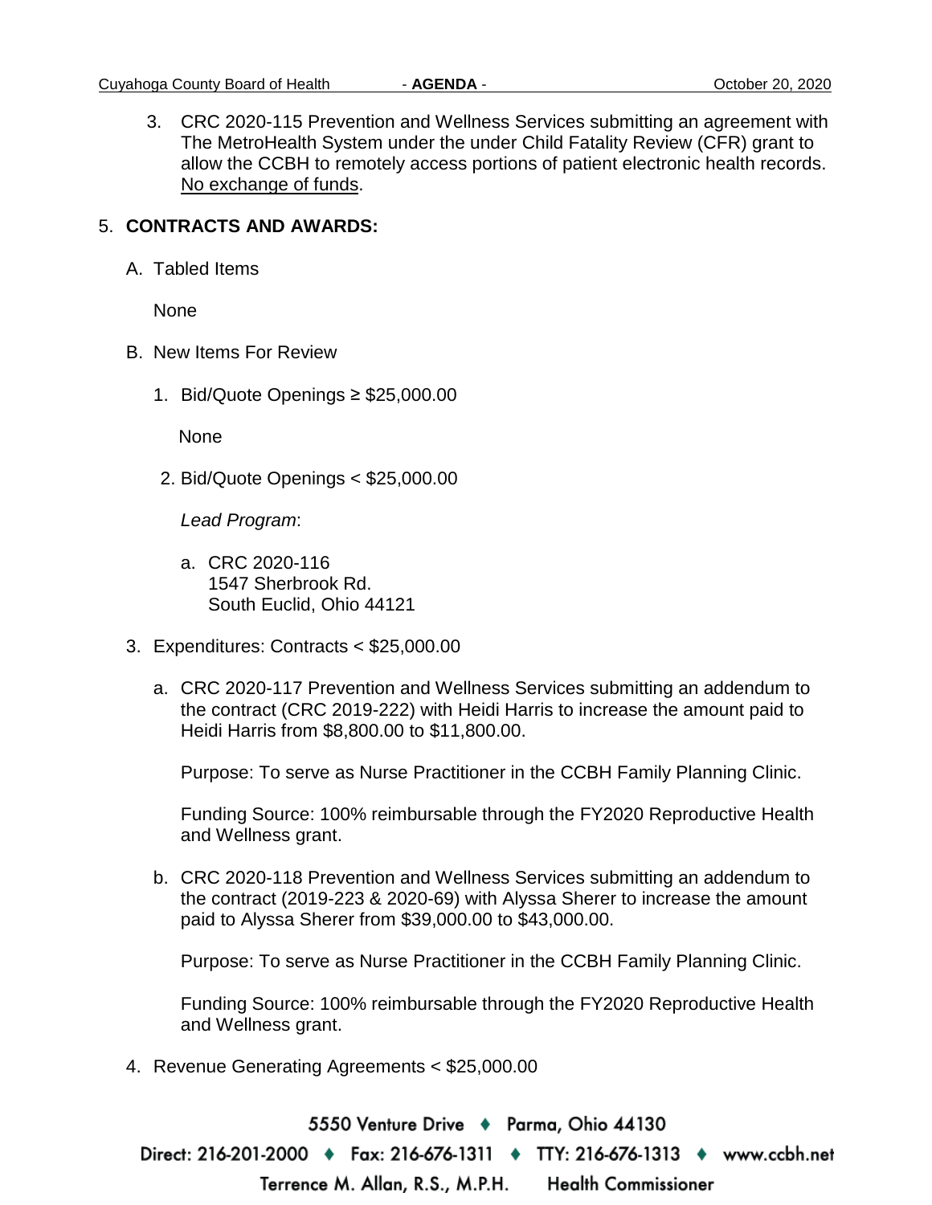3. CRC 2020-115 Prevention and Wellness Services submitting an agreement with The MetroHealth System under the under Child Fatality Review (CFR) grant to allow the CCBH to remotely access portions of patient electronic health records. No exchange of funds.

5. **CONTRACTS AND AWARDS:**

   A. Tabled Items

      None

   B. New Items For Review

      1. Bid/Quote Openings ≥ $25,000.00

         None

      2. Bid/Quote Openings < $25,000.00

         *Lead Program*:

         a. CRC 2020-116
            1547 Sherbrook Rd.
            South Euclid, Ohio 44121

   3. Expenditures: Contracts < $25,000.00

      a. CRC 2020-117 Prevention and Wellness Services submitting an addendum to the contract (CRC 2019-222) with Heidi Harris to increase the amount paid to Heidi Harris from $8,800.00 to $11,800.00.

         Purpose: To serve as Nurse Practitioner in the CCBH Family Planning Clinic.

         Funding Source: 100% reimbursable through the FY2020 Reproductive Health and Wellness grant.

      b. CRC 2020-118 Prevention and Wellness Services submitting an addendum to the contract (2019-223 & 2020-69) with Alyssa Sherer to increase the amount paid to Alyssa Sherer from $39,000.00 to $43,000.00.

         Purpose: To serve as Nurse Practitioner in the CCBH Family Planning Clinic.

         Funding Source: 100% reimbursable through the FY2020 Reproductive Health and Wellness grant.

   4. Revenue Generating Agreements < $25,000.00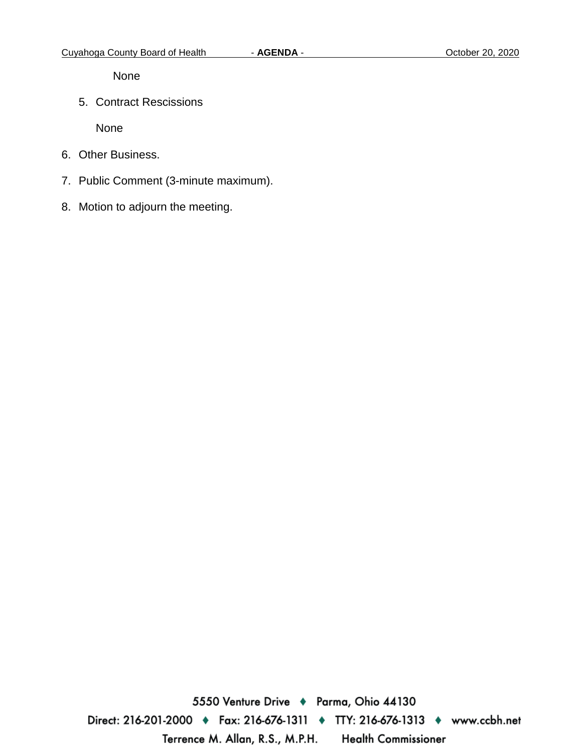None

5. Contract Rescissions

   None

6. Other Business.
7. Public Comment (3-minute maximum).
8. Motion to adjourn the meeting.